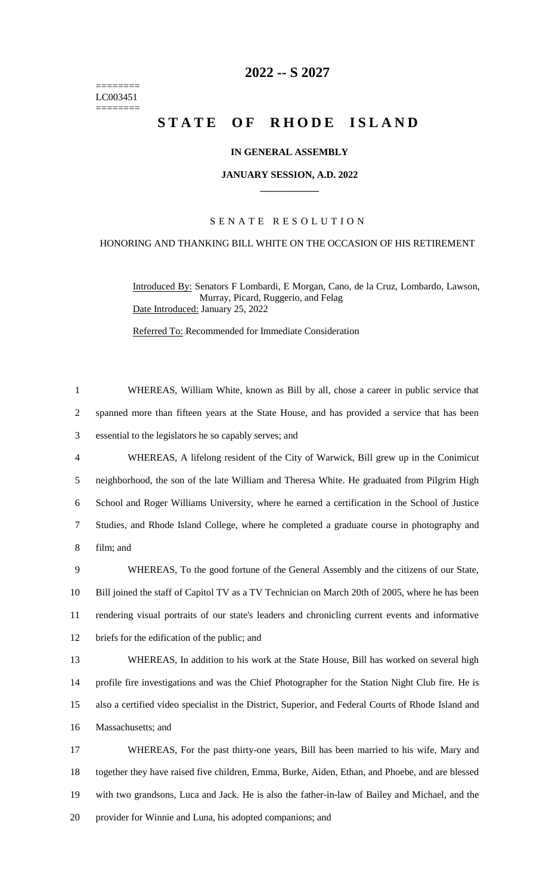========
LC003451
========

# 2022 -- S 2027

# STATE OF RHODE ISLAND

**IN GENERAL ASSEMBLY**

**JANUARY SESSION, A.D. 2022**

SENATE RESOLUTION

HONORING AND THANKING BILL WHITE ON THE OCCASION OF HIS RETIREMENT

Introduced By: Senators F Lombardi, E Morgan, Cano, de la Cruz, Lombardo, Lawson, Murray, Picard, Ruggerio, and Felag

Date Introduced: January 25, 2022

Referred To: Recommended for Immediate Consideration

WHEREAS, William White, known as Bill by all, chose a career in public service that spanned more than fifteen years at the State House, and has provided a service that has been essential to the legislators he so capably serves; and

WHEREAS, A lifelong resident of the City of Warwick, Bill grew up in the Conimicut neighborhood, the son of the late William and Theresa White. He graduated from Pilgrim High School and Roger Williams University, where he earned a certification in the School of Justice Studies, and Rhode Island College, where he completed a graduate course in photography and film; and

WHEREAS, To the good fortune of the General Assembly and the citizens of our State, Bill joined the staff of Capitol TV as a TV Technician on March 20th of 2005, where he has been rendering visual portraits of our state's leaders and chronicling current events and informative briefs for the edification of the public; and

WHEREAS, In addition to his work at the State House, Bill has worked on several high profile fire investigations and was the Chief Photographer for the Station Night Club fire. He is also a certified video specialist in the District, Superior, and Federal Courts of Rhode Island and Massachusetts; and

WHEREAS, For the past thirty-one years, Bill has been married to his wife, Mary and together they have raised five children, Emma, Burke, Aiden, Ethan, and Phoebe, and are blessed with two grandsons, Luca and Jack. He is also the father-in-law of Bailey and Michael, and the provider for Winnie and Luna, his adopted companions; and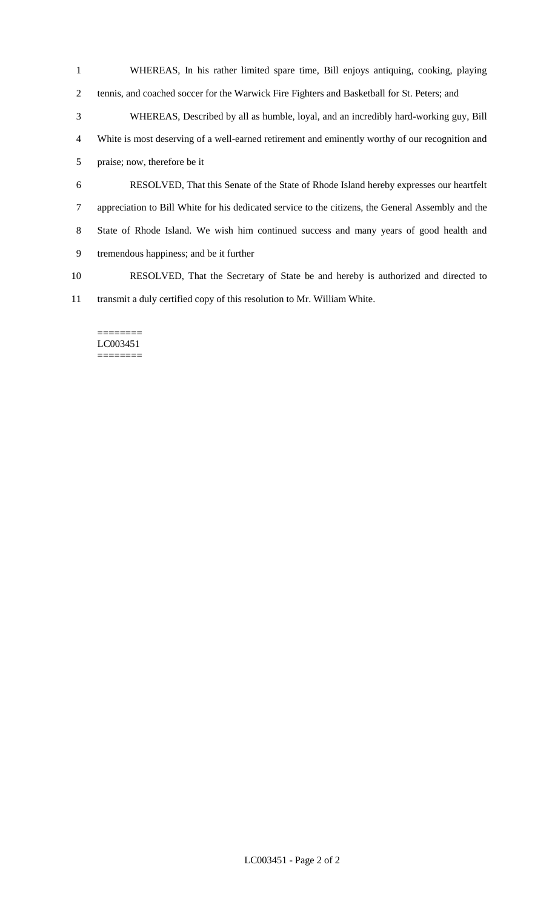WHEREAS, In his rather limited spare time, Bill enjoys antiquing, cooking, playing tennis, and coached soccer for the Warwick Fire Fighters and Basketball for St. Peters; and

WHEREAS, Described by all as humble, loyal, and an incredibly hard-working guy, Bill White is most deserving of a well-earned retirement and eminently worthy of our recognition and praise; now, therefore be it

RESOLVED, That this Senate of the State of Rhode Island hereby expresses our heartfelt appreciation to Bill White for his dedicated service to the citizens, the General Assembly and the State of Rhode Island. We wish him continued success and many years of good health and tremendous happiness; and be it further

RESOLVED, That the Secretary of State be and hereby is authorized and directed to transmit a duly certified copy of this resolution to Mr. William White.

========
LC003451
========